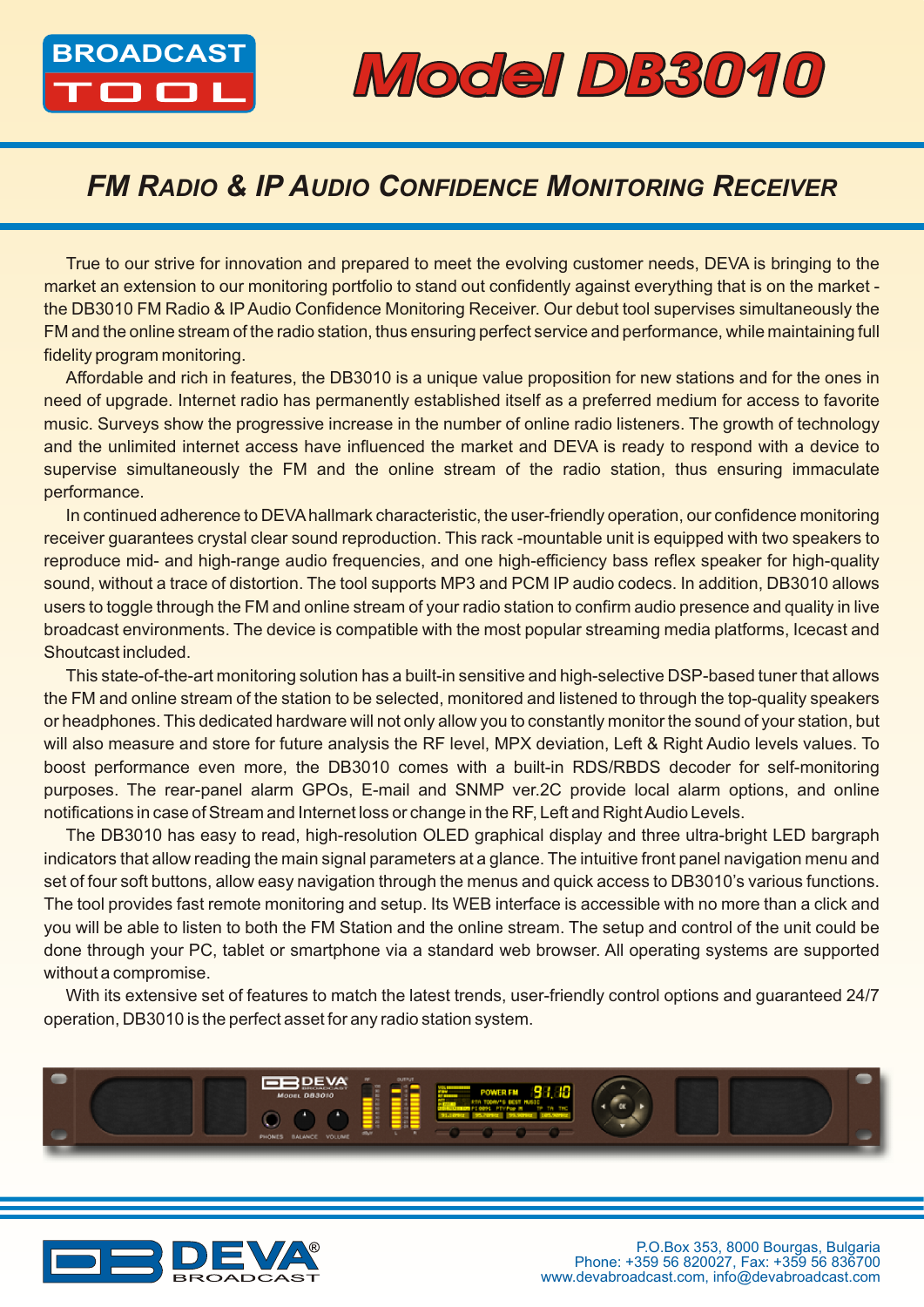# BROADCAST TOOL

# Model DB3010

## *FM Radio & IP Audio Confidence Monitoring Receiver*

True to our strive for innovation and prepared to meet the evolving customer needs, DEVA is bringing to the market an extension to our monitoring portfolio to stand out confidently against everything that is on the market - the DB3010 FM Radio & IP Audio Confidence Monitoring Receiver. Our debut tool supervises simultaneously the FM and the online stream of the radio station, thus ensuring perfect service and performance, while maintaining full fidelity program monitoring.

Affordable and rich in features, the DB3010 is a unique value proposition for new stations and for the ones in need of upgrade. Internet radio has permanently established itself as a preferred medium for access to favorite music. Surveys show the progressive increase in the number of online radio listeners. The growth of technology and the unlimited internet access have influenced the market and DEVA is ready to respond with a device to supervise simultaneously the FM and the online stream of the radio station, thus ensuring immaculate performance.

In continued adherence to DEVA hallmark characteristic, the user-friendly operation, our confidence monitoring receiver guarantees crystal clear sound reproduction. This rack -mountable unit is equipped with two speakers to reproduce mid- and high-range audio frequencies, and one high-efficiency bass reflex speaker for high-quality sound, without a trace of distortion. The tool supports MP3 and PCM IP audio codecs. In addition, DB3010 allows users to toggle through the FM and online stream of your radio station to confirm audio presence and quality in live broadcast environments. The device is compatible with the most popular streaming media platforms, Icecast and Shoutcast included.

This state-of-the-art monitoring solution has a built-in sensitive and high-selective DSP-based tuner that allows the FM and online stream of the station to be selected, monitored and listened to through the top-quality speakers or headphones. This dedicated hardware will not only allow you to constantly monitor the sound of your station, but will also measure and store for future analysis the RF level, MPX deviation, Left & Right Audio levels values. To boost performance even more, the DB3010 comes with a built-in RDS/RBDS decoder for self-monitoring purposes. The rear-panel alarm GPOs, E-mail and SNMP ver.2C provide local alarm options, and online notifications in case of Stream and Internet loss or change in the RF, Left and Right Audio Levels.

The DB3010 has easy to read, high-resolution OLED graphical display and three ultra-bright LED bargraph indicators that allow reading the main signal parameters at a glance. The intuitive front panel navigation menu and set of four soft buttons, allow easy navigation through the menus and quick access to DB3010's various functions. The tool provides fast remote monitoring and setup. Its WEB interface is accessible with no more than a click and you will be able to listen to both the FM Station and the online stream. The setup and control of the unit could be done through your PC, tablet or smartphone via a standard web browser. All operating systems are supported without a compromise.

With its extensive set of features to match the latest trends, user-friendly control options and guaranteed 24/7 operation, DB3010 is the perfect asset for any radio station system.

DEVA BROADCAST

P.O.Box 353, 8000 Bourgas, Bulgaria
Phone: +359 56 820027, Fax: +359 56 836700
www.devabroadcast.com, info@devabroadcast.com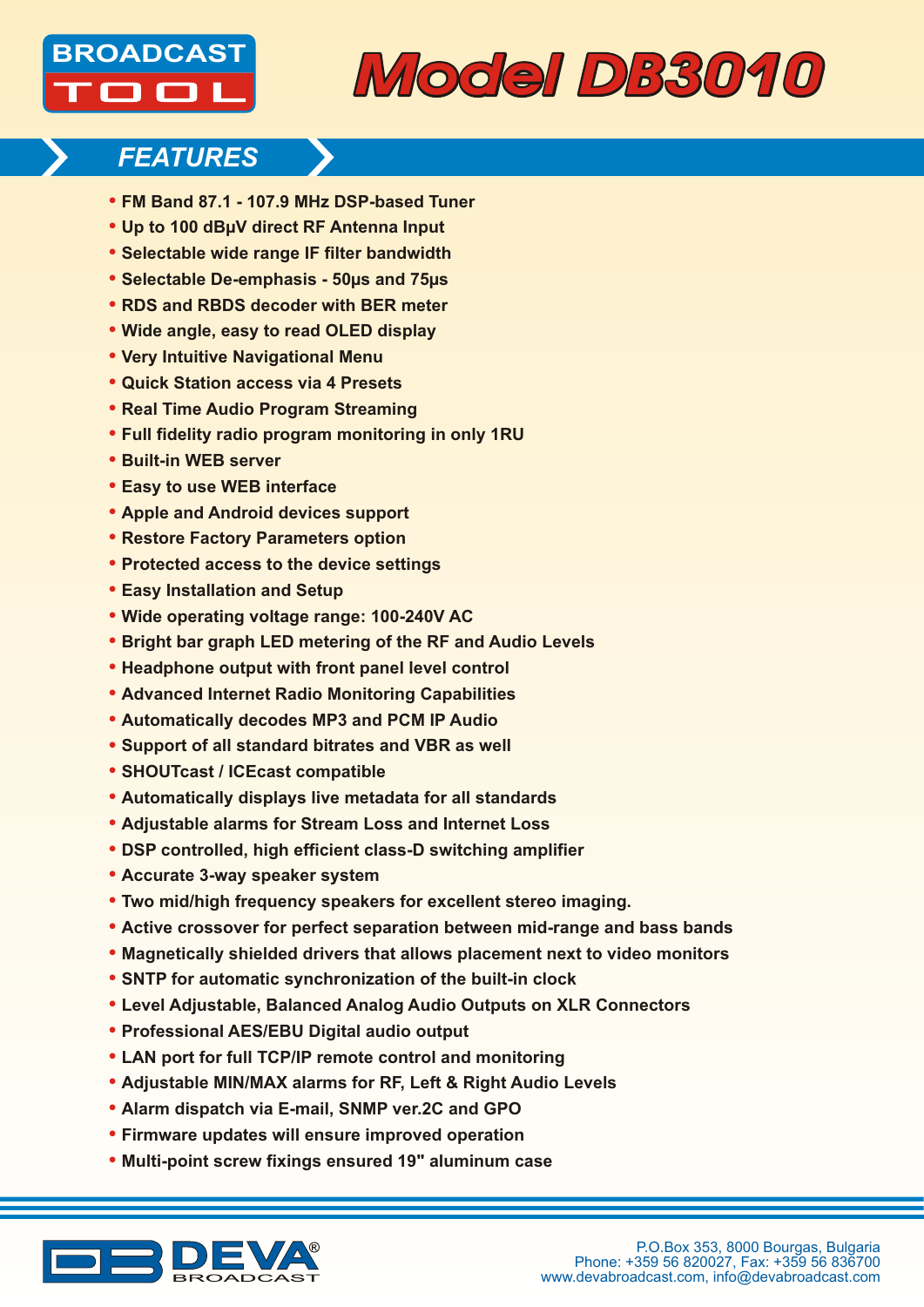# Model DB3010

## FEATURES

- FM Band 87.1 - 107.9 MHz DSP-based Tuner
- Up to 100 dBµV direct RF Antenna Input
- Selectable wide range IF filter bandwidth
- Selectable De-emphasis - 50µs and 75µs
- RDS and RBDS decoder with BER meter
- Wide angle, easy to read OLED display
- Very Intuitive Navigational Menu
- Quick Station access via 4 Presets
- Real Time Audio Program Streaming
- Full fidelity radio program monitoring in only 1RU
- Built-in WEB server
- Easy to use WEB interface
- Apple and Android devices support
- Restore Factory Parameters option
- Protected access to the device settings
- Easy Installation and Setup
- Wide operating voltage range: 100-240V AC
- Bright bar graph LED metering of the RF and Audio Levels
- Headphone output with front panel level control
- Advanced Internet Radio Monitoring Capabilities
- Automatically decodes MP3 and PCM IP Audio
- Support of all standard bitrates and VBR as well
- SHOUTcast / ICEcast compatible
- Automatically displays live metadata for all standards
- Adjustable alarms for Stream Loss and Internet Loss
- DSP controlled, high efficient class-D switching amplifier
- Accurate 3-way speaker system
- Two mid/high frequency speakers for excellent stereo imaging.
- Active crossover for perfect separation between mid-range and bass bands
- Magnetically shielded drivers that allows placement next to video monitors
- SNTP for automatic synchronization of the built-in clock
- Level Adjustable, Balanced Analog Audio Outputs on XLR Connectors
- Professional AES/EBU Digital audio output
- LAN port for full TCP/IP remote control and monitoring
- Adjustable MIN/MAX alarms for RF, Left & Right Audio Levels
- Alarm dispatch via E-mail, SNMP ver.2C and GPO
- Firmware updates will ensure improved operation
- Multi-point screw fixings ensured 19" aluminum case

P.O.Box 353, 8000 Bourgas, Bulgaria
Phone: +359 56 820027, Fax: +359 56 836700
www.devabroadcast.com, info@devabroadcast.com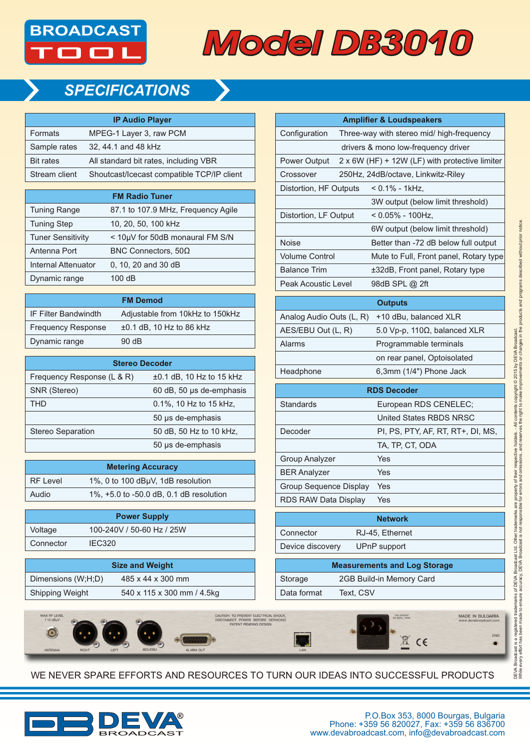BROADCAST TOOL

# Model DB3010

## SPECIFICATIONS

| IP Audio Player | |
|---|---|
| Formats | MPEG-1 Layer 3, raw PCM |
| Sample rates | 32, 44.1 and 48 kHz |
| Bit rates | All standard bit rates, including VBR |
| Stream client | Shoutcast/Icecast compatible TCP/IP client |

| FM Radio Tuner | |
|---|---|
| Tuning Range | 87.1 to 107.9 MHz, Frequency Agile |
| Tuning Step | 10, 20, 50, 100 kHz |
| Tuner Sensitivity | < 10µV for 50dB monaural FM S/N |
| Antenna Port | BNC Connectors, 50Ω |
| Internal Attenuator | 0, 10, 20 and 30 dB |
| Dynamic range | 100 dB |

| FM Demod | |
|---|---|
| IF Filter Bandwindth | Adjustable from 10kHz to 150kHz |
| Frequency Response | ±0.1 dB, 10 Hz to 86 kHz |
| Dynamic range | 90 dB |

| Stereo Decoder | |
|---|---|
| Frequency Response (L & R) | ±0.1 dB, 10 Hz to 15 kHz |
| SNR (Stereo) | 60 dB, 50 µs de-emphasis |
| THD | 0.1%, 10 Hz to 15 kHz, 50 µs de-emphasis |
| Stereo Separation | 50 dB, 50 Hz to 10 kHz, 50 µs de-emphasis |

| Metering Accuracy | |
|---|---|
| RF Level | 1%, 0 to 100 dBµV, 1dB resolution |
| Audio | 1%, +5.0 to -50.0 dB, 0.1 dB resolution |

| Power Supply | |
|---|---|
| Voltage | 100-240V / 50-60 Hz / 25W |
| Connector | IEC320 |

| Size and Weight | |
|---|---|
| Dimensions (W;H;D) | 485 x 44 x 300 mm |
| Shipping Weight | 540 x 115 x 300 mm / 4.5kg |

| Amplifier & Loudspeakers | |
|---|---|
| Configuration | Three-way with stereo mid/ high-frequency drivers & mono low-frequency driver |
| Power Output | 2 x 6W (HF) + 12W (LF) with protective limiter |
| Crossover | 250Hz, 24dB/octave, Linkwitz-Riley |
| Distortion, HF Outputs | < 0.1% - 1kHz, 3W output (below limit threshold) |
| Distortion, LF Output | < 0.05% - 100Hz, 6W output (below limit threshold) |
| Noise | Better than -72 dB below full output |
| Volume Control | Mute to Full, Front panel, Rotary type |
| Balance Trim | ±32dB, Front panel, Rotary type |
| Peak Acoustic Level | 98dB SPL @ 2ft |

| Outputs | |
|---|---|
| Analog Audio Outs (L, R) | +10 dBu, balanced XLR |
| AES/EBU Out (L, R) | 5.0 Vp-p, 110Ω, balanced XLR |
| Alarms | Programmable terminals on rear panel, Optoisolated |
| Headphone | 6,3mm (1/4") Phone Jack |

| RDS Decoder | |
|---|---|
| Standards | European RDS CENELEC; United States RBDS NRSC |
| Decoder | PI, PS, PTY, AF, RT, RT+, DI, MS, TA, TP, CT, ODA |
| Group Analyzer | Yes |
| BER Analyzer | Yes |
| Group Sequence Display | Yes |
| RDS RAW Data Display | Yes |

| Network | |
|---|---|
| Connector | RJ-45, Ethernet |
| Device discovery | UPnP support |

| Measurements and Log Storage | |
|---|---|
| Storage | 2GB Build-in Memory Card |
| Data format | Text, CSV |

MAX RF LEVEL 110 dBµV
ANTENNA RIGHT LEFT AES/EBU ALARM OUT LAN
CAUTION: TO PREVENT ELECTRICAL SHOCK, DISCONNECT POWER BEFORE SERVICING
PATENT PENDING DESIGN
MADE IN BULGARIA www.devabroadcast.com
GND

WE NEVER SPARE EFFORTS AND RESOURCES TO TURN OUR IDEAS INTO SUCCESSFUL PRODUCTS

DEVA Broadcast is a registered trademarks of DEVA Broadcast Ltd. Other trademarks are property of their respective holders. - All contents copyright © 2015 by DEVA Broadcast.
While every effort has been made to ensure accuracy, DEVA Broadcast is not responsible for errors and omissions, and reserves the right to make improvements or changes in the products and programs described without prior notice.

DEVA® BROADCAST

P.O.Box 353, 8000 Bourgas, Bulgaria
Phone: +359 56 820027, Fax: +359 56 836700
www.devabroadcast.com, info@devabroadcast.com